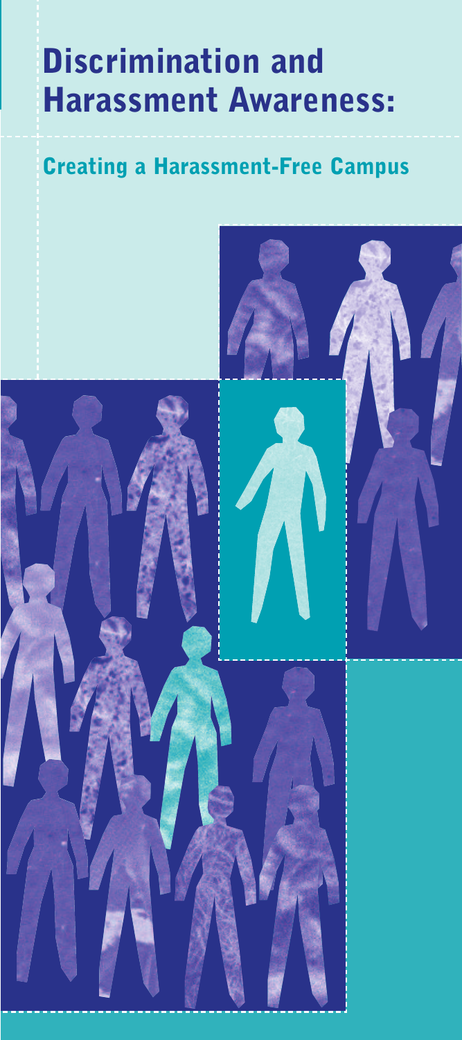# Discrimination and Harassment Awareness:

## Creating a Harassment-Free Campus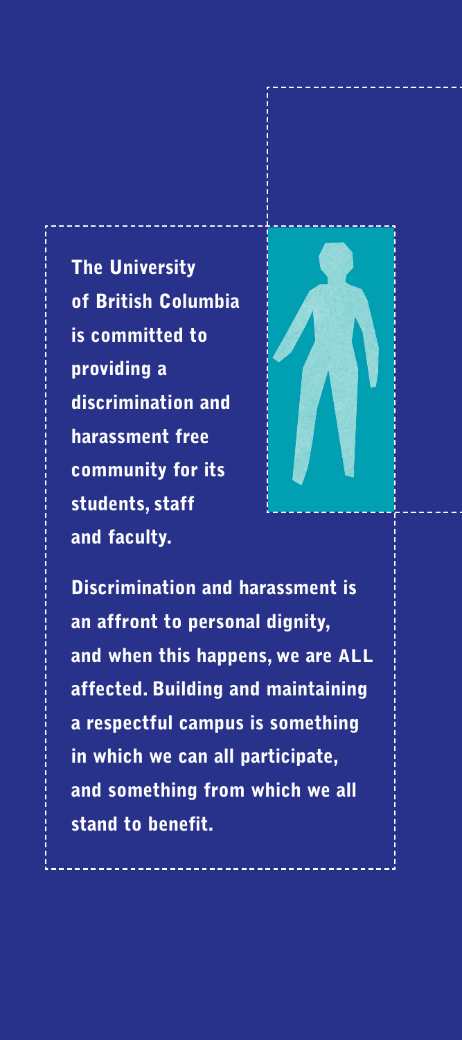**The University of British Columbia is committed to providing a discrimination and harassment free community for its students, staff and faculty.**

**Discrimination and harassment is an affront to personal dignity, and when this happens, we are ALL affected. Building and maintaining a respectful campus is something in which we can all participate, and something from which we all stand to benefit.**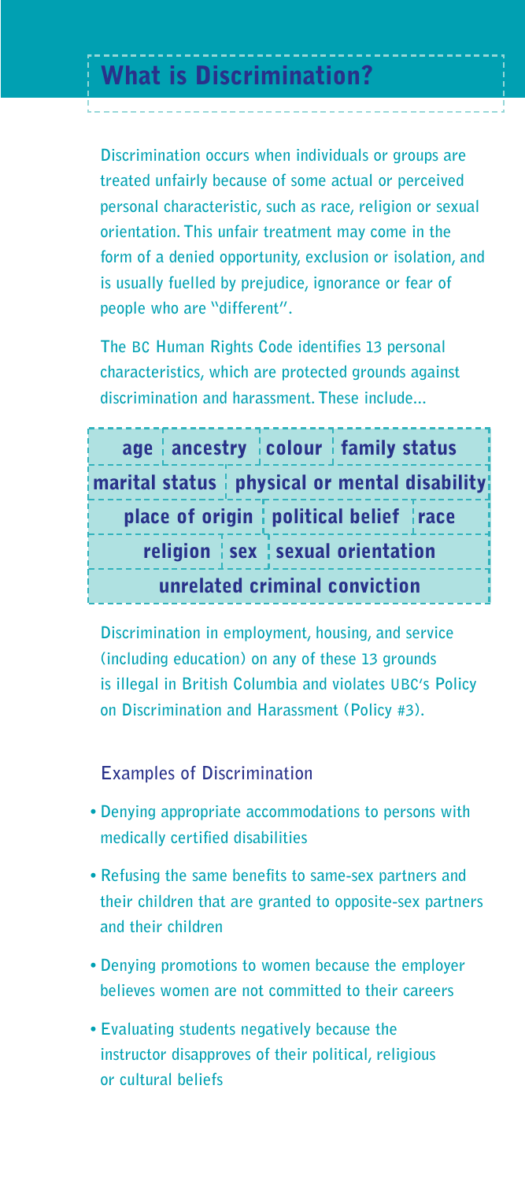# What is Discrimination?

Discrimination occurs when individuals or groups are treated unfairly because of some actual or perceived personal characteristic, such as race, religion or sexual orientation. This unfair treatment may come in the form of a denied opportunity, exclusion or isolation, and is usually fuelled by prejudice, ignorance or fear of people who are "different".

The BC Human Rights Code identifies 13 personal characteristics, which are protected grounds against discrimination and harassment. These include...

| | | | |
|---|---|---|---|
| age | ancestry | colour | family status |
| marital status | physical or mental disability | | |
| place of origin | political belief | race | |
| religion | sex | sexual orientation | |
| unrelated criminal conviction | | | |

Discrimination in employment, housing, and service (including education) on any of these 13 grounds is illegal in British Columbia and violates UBC's Policy on Discrimination and Harassment (Policy #3).

## Examples of Discrimination

- Denying appropriate accommodations to persons with medically certified disabilities
- Refusing the same benefits to same-sex partners and their children that are granted to opposite-sex partners and their children
- Denying promotions to women because the employer believes women are not committed to their careers
- Evaluating students negatively because the instructor disapproves of their political, religious or cultural beliefs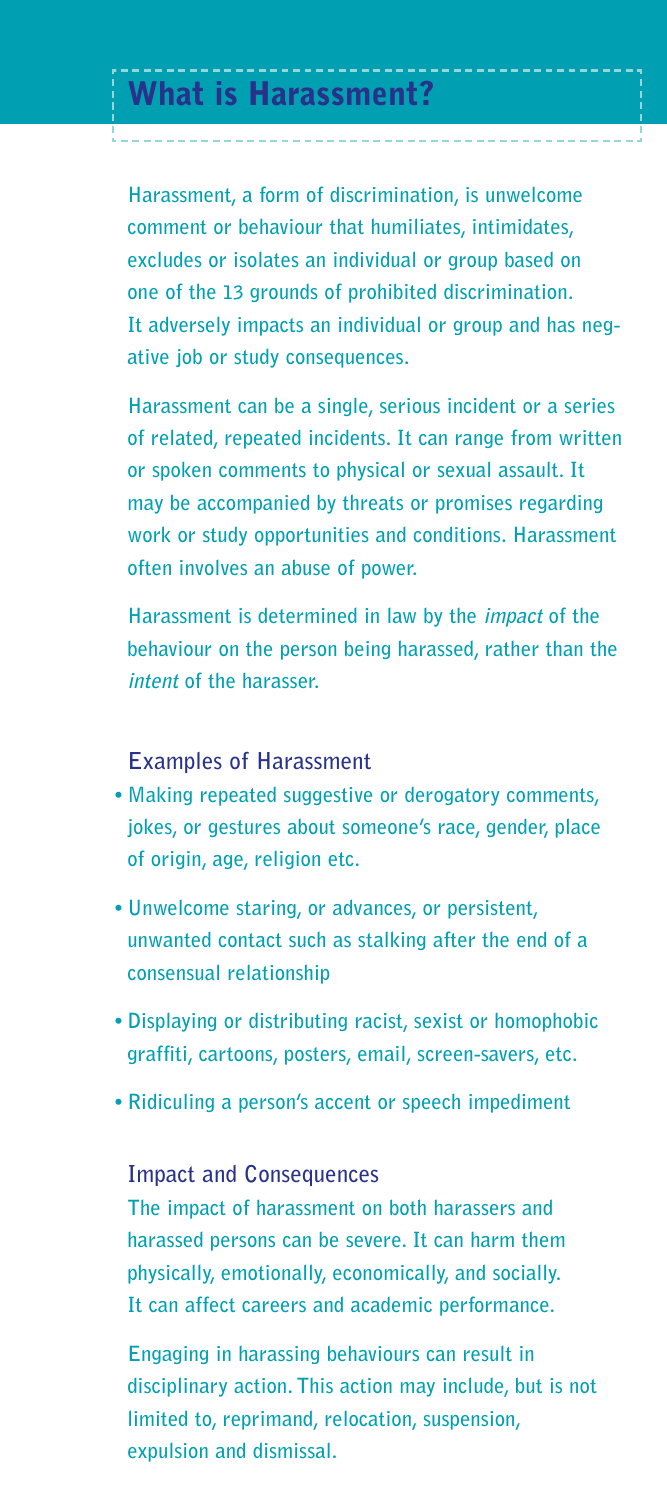# What is Harassment?

Harassment, a form of discrimination, is unwelcome comment or behaviour that humiliates, intimidates, excludes or isolates an individual or group based on one of the 13 grounds of prohibited discrimination. It adversely impacts an individual or group and has negative job or study consequences.

Harassment can be a single, serious incident or a series of related, repeated incidents. It can range from written or spoken comments to physical or sexual assault. It may be accompanied by threats or promises regarding work or study opportunities and conditions. Harassment often involves an abuse of power.

Harassment is determined in law by the *impact* of the behaviour on the person being harassed, rather than the *intent* of the harasser.

## Examples of Harassment

- Making repeated suggestive or derogatory comments, jokes, or gestures about someone's race, gender, place of origin, age, religion etc.
- Unwelcome staring, or advances, or persistent, unwanted contact such as stalking after the end of a consensual relationship
- Displaying or distributing racist, sexist or homophobic graffiti, cartoons, posters, email, screen-savers, etc.
- Ridiculing a person's accent or speech impediment

## Impact and Consequences

The impact of harassment on both harassers and harassed persons can be severe. It can harm them physically, emotionally, economically, and socially. It can affect careers and academic performance.

Engaging in harassing behaviours can result in disciplinary action. This action may include, but is not limited to, reprimand, relocation, suspension, expulsion and dismissal.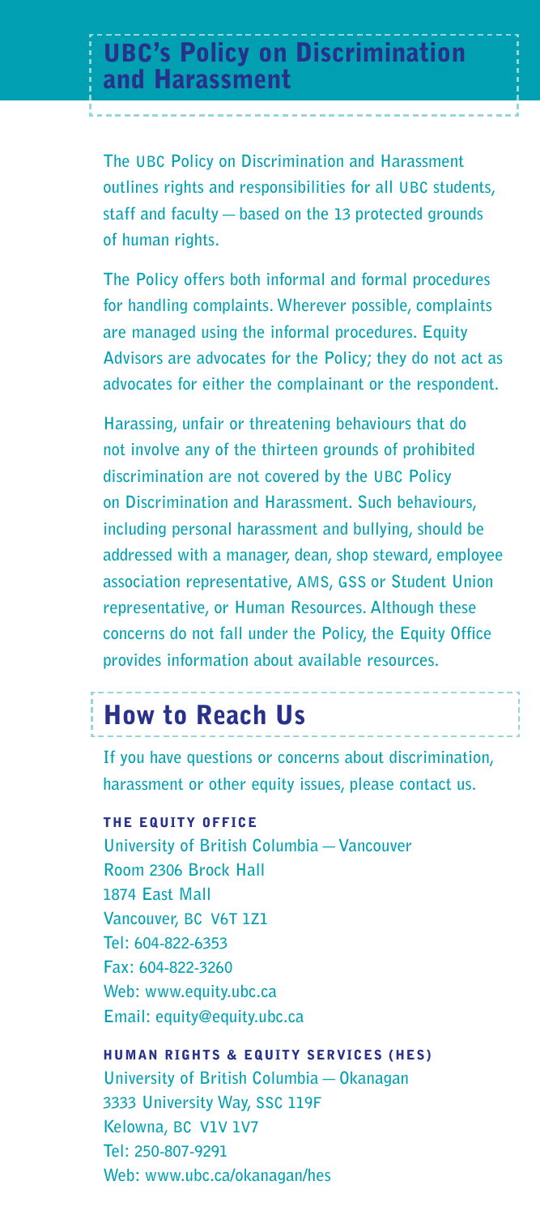## UBC's Policy on Discrimination and Harassment

The UBC Policy on Discrimination and Harassment outlines rights and responsibilities for all UBC students, staff and faculty — based on the 13 protected grounds of human rights.

The Policy offers both informal and formal procedures for handling complaints. Wherever possible, complaints are managed using the informal procedures. Equity Advisors are advocates for the Policy; they do not act as advocates for either the complainant or the respondent.

Harassing, unfair or threatening behaviours that do not involve any of the thirteen grounds of prohibited discrimination are not covered by the UBC Policy on Discrimination and Harassment. Such behaviours, including personal harassment and bullying, should be addressed with a manager, dean, shop steward, employee association representative, AMS, GSS or Student Union representative, or Human Resources. Although these concerns do not fall under the Policy, the Equity Office provides information about available resources.

## How to Reach Us

If you have questions or concerns about discrimination, harassment or other equity issues, please contact us.

### THE EQUITY OFFICE

University of British Columbia — Vancouver
Room 2306 Brock Hall
1874 East Mall
Vancouver, BC V6T 1Z1
Tel: 604-822-6353
Fax: 604-822-3260
Web: www.equity.ubc.ca
Email: equity@equity.ubc.ca

### HUMAN RIGHTS & EQUITY SERVICES (HES)

University of British Columbia — Okanagan
3333 University Way, SSC 119F
Kelowna, BC V1V 1V7
Tel: 250-807-9291
Web: www.ubc.ca/okanagan/hes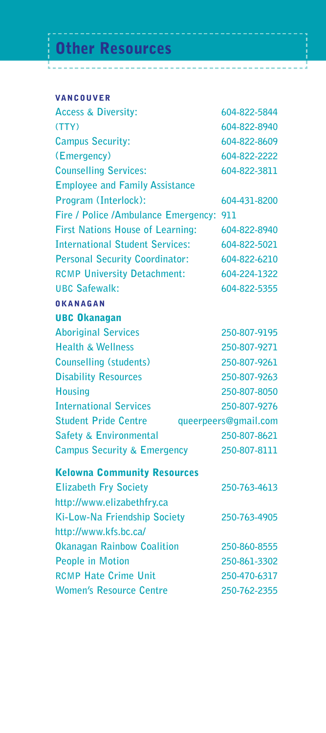# Other Resources

## VANCOUVER

| | |
|---|---|
| Access & Diversity: | 604-822-5844 |
| (TTY) | 604-822-8940 |
| Campus Security: | 604-822-8609 |
| (Emergency) | 604-822-2222 |
| Counselling Services: | 604-822-3811 |
| Employee and Family Assistance Program (Interlock): | 604-431-8200 |
| Fire / Police /Ambulance Emergency: | 911 |
| First Nations House of Learning: | 604-822-8940 |
| International Student Services: | 604-822-5021 |
| Personal Security Coordinator: | 604-822-6210 |
| RCMP University Detachment: | 604-224-1322 |
| UBC Safewalk: | 604-822-5355 |

## OKANAGAN

### UBC Okanagan

| | |
|---|---|
| Aboriginal Services | 250-807-9195 |
| Health & Wellness | 250-807-9271 |
| Counselling (students) | 250-807-9261 |
| Disability Resources | 250-807-9263 |
| Housing | 250-807-8050 |
| International Services | 250-807-9276 |
| Student Pride Centre | queerpeers@gmail.com |
| Safety & Environmental | 250-807-8621 |
| Campus Security & Emergency | 250-807-8111 |

### Kelowna Community Resources

| | |
|---|---|
| Elizabeth Fry Society<br>http://www.elizabethfry.ca | 250-763-4613 |
| Ki-Low-Na Friendship Society<br>http://www.kfs.bc.ca/ | 250-763-4905 |
| Okanagan Rainbow Coalition | 250-860-8555 |
| People in Motion | 250-861-3302 |
| RCMP Hate Crime Unit | 250-470-6317 |
| Women's Resource Centre | 250-762-2355 |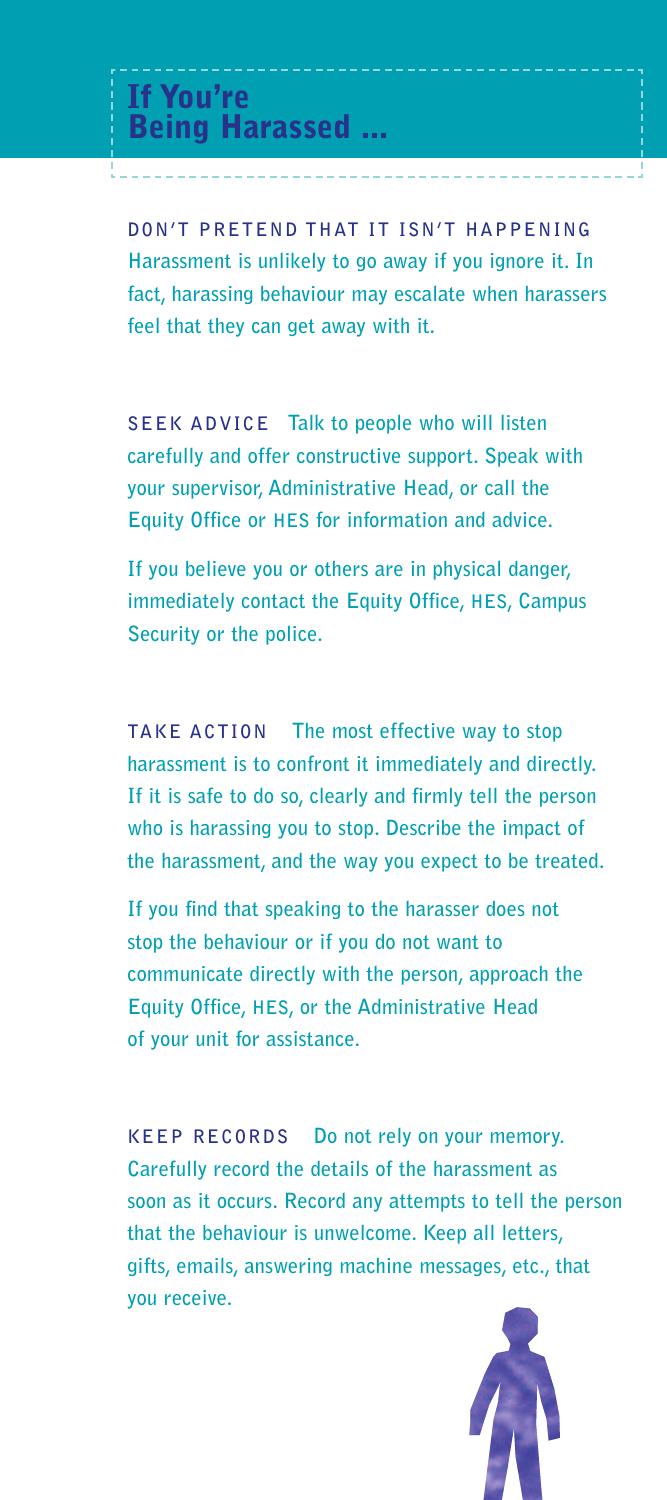# If You're Being Harassed ...

**DON'T PRETEND THAT IT ISN'T HAPPENING** Harassment is unlikely to go away if you ignore it. In fact, harassing behaviour may escalate when harassers feel that they can get away with it.

**SEEK ADVICE** Talk to people who will listen carefully and offer constructive support. Speak with your supervisor, Administrative Head, or call the Equity Office or HES for information and advice.

If you believe you or others are in physical danger, immediately contact the Equity Office, HES, Campus Security or the police.

**TAKE ACTION** The most effective way to stop harassment is to confront it immediately and directly. If it is safe to do so, clearly and firmly tell the person who is harassing you to stop. Describe the impact of the harassment, and the way you expect to be treated.

If you find that speaking to the harasser does not stop the behaviour or if you do not want to communicate directly with the person, approach the Equity Office, HES, or the Administrative Head of your unit for assistance.

**KEEP RECORDS** Do not rely on your memory. Carefully record the details of the harassment as soon as it occurs. Record any attempts to tell the person that the behaviour is unwelcome. Keep all letters, gifts, emails, answering machine messages, etc., that you receive.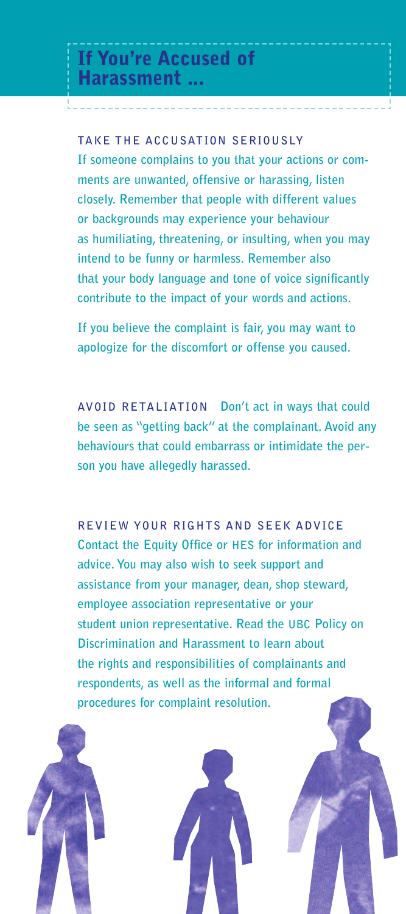# If You're Accused of Harassment ...

## TAKE THE ACCUSATION SERIOUSLY

If someone complains to you that your actions or comments are unwanted, offensive or harassing, listen closely. Remember that people with different values or backgrounds may experience your behaviour as humiliating, threatening, or insulting, when you may intend to be funny or harmless. Remember also that your body language and tone of voice significantly contribute to the impact of your words and actions.

If you believe the complaint is fair, you may want to apologize for the discomfort or offense you caused.

**AVOID RETALIATION** Don't act in ways that could be seen as "getting back" at the complainant. Avoid any behaviours that could embarrass or intimidate the person you have allegedly harassed.

## REVIEW YOUR RIGHTS AND SEEK ADVICE

Contact the Equity Office or HES for information and advice. You may also wish to seek support and assistance from your manager, dean, shop steward, employee association representative or your student union representative. Read the UBC Policy on Discrimination and Harassment to learn about the rights and responsibilities of complainants and respondents, as well as the informal and formal procedures for complaint resolution.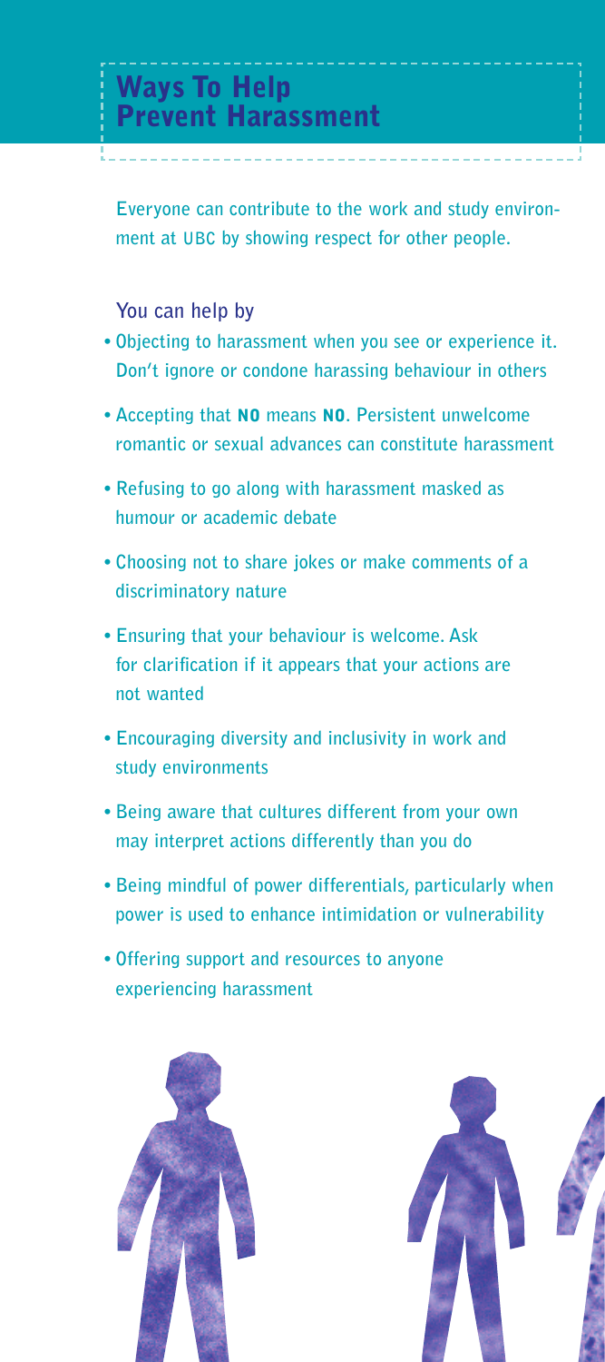# Ways To Help Prevent Harassment

Everyone can contribute to the work and study environment at UBC by showing respect for other people.

You can help by

- Objecting to harassment when you see or experience it. Don't ignore or condone harassing behaviour in others
- Accepting that **NO** means **NO**. Persistent unwelcome romantic or sexual advances can constitute harassment
- Refusing to go along with harassment masked as humour or academic debate
- Choosing not to share jokes or make comments of a discriminatory nature
- Ensuring that your behaviour is welcome. Ask for clarification if it appears that your actions are not wanted
- Encouraging diversity and inclusivity in work and study environments
- Being aware that cultures different from your own may interpret actions differently than you do
- Being mindful of power differentials, particularly when power is used to enhance intimidation or vulnerability
- Offering support and resources to anyone experiencing harassment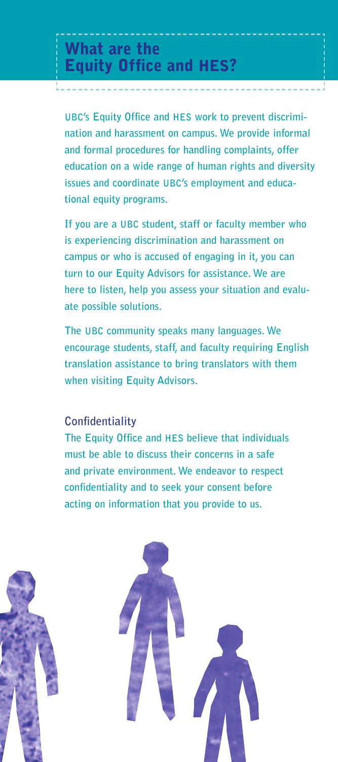# What are the Equity Office and HES?

UBC's Equity Office and HES work to prevent discrimination and harassment on campus. We provide informal and formal procedures for handling complaints, offer education on a wide range of human rights and diversity issues and coordinate UBC's employment and educational equity programs.

If you are a UBC student, staff or faculty member who is experiencing discrimination and harassment on campus or who is accused of engaging in it, you can turn to our Equity Advisors for assistance. We are here to listen, help you assess your situation and evaluate possible solutions.

The UBC community speaks many languages. We encourage students, staff, and faculty requiring English translation assistance to bring translators with them when visiting Equity Advisors.

## Confidentiality

The Equity Office and HES believe that individuals must be able to discuss their concerns in a safe and private environment. We endeavor to respect confidentiality and to seek your consent before acting on information that you provide to us.